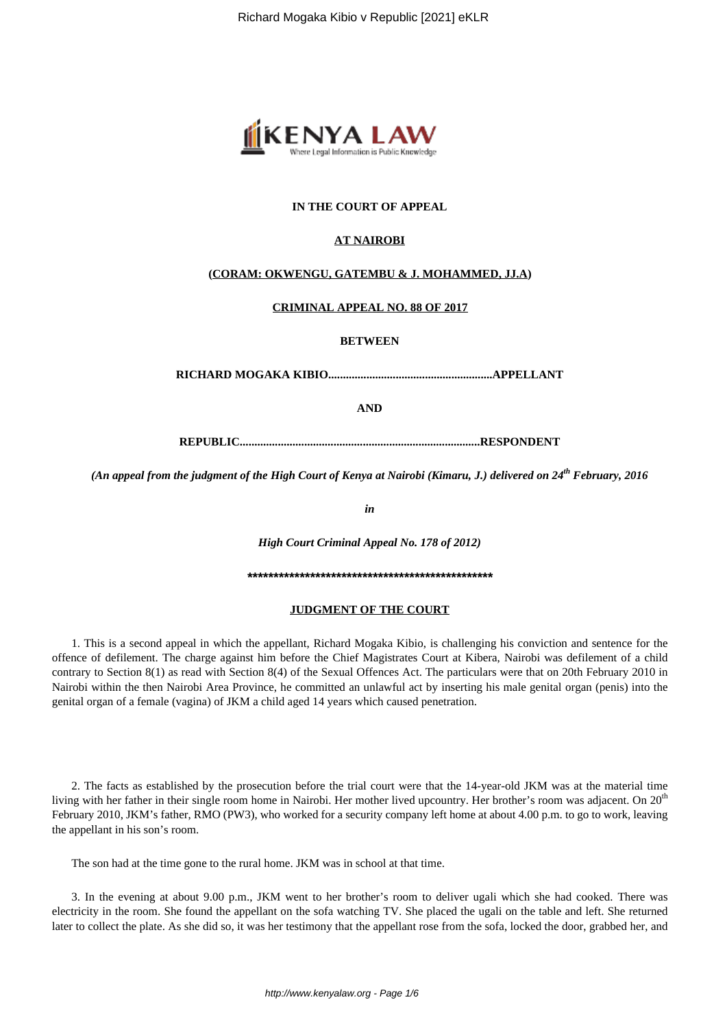**IN THE COURT OF APPEAL**

**AT NAIROBI**

**(CORAM: OKWENGU, GATEMBU & J. MOHAMMED, JJ.A)**

**CRIMINAL APPEAL NO. 88 OF 2017**

**BETWEEN**

**RICHARD MOGAKA KIBIO.......................................................APPELLANT**

**AND**

**REPUBLIC.................................................................................RESPONDENT**

*(An appeal from the judgment of the High Court of Kenya at Nairobi (Kimaru, J.) delivered on 24th February, 2016*

*in*

*High Court Criminal Appeal No. 178 of 2012)*

**\*\*\*\*\*\*\*\*\*\*\*\*\*\*\*\*\*\*\*\*\*\*\*\*\*\*\*\*\*\*\*\*\*\*\*\*\*\*\*\*\*\*\*\*\*\*\*\*\***

**JUDGMENT OF THE COURT**

1. This is a second appeal in which the appellant, Richard Mogaka Kibio, is challenging his conviction and sentence for the offence of defilement. The charge against him before the Chief Magistrates Court at Kibera, Nairobi was defilement of a child contrary to Section 8(1) as read with Section 8(4) of the Sexual Offences Act. The particulars were that on 20th February 2010 in Nairobi within the then Nairobi Area Province, he committed an unlawful act by inserting his male genital organ (penis) into the genital organ of a female (vagina) of JKM a child aged 14 years which caused penetration.

2. The facts as established by the prosecution before the trial court were that the 14-year-old JKM was at the material time living with her father in their single room home in Nairobi. Her mother lived upcountry. Her brother's room was adjacent. On 20th February 2010, JKM's father, RMO (PW3), who worked for a security company left home at about 4.00 p.m. to go to work, leaving the appellant in his son's room.

The son had at the time gone to the rural home. JKM was in school at that time.

3. In the evening at about 9.00 p.m., JKM went to her brother's room to deliver ugali which she had cooked. There was electricity in the room. She found the appellant on the sofa watching TV. She placed the ugali on the table and left. She returned later to collect the plate. As she did so, it was her testimony that the appellant rose from the sofa, locked the door, grabbed her, and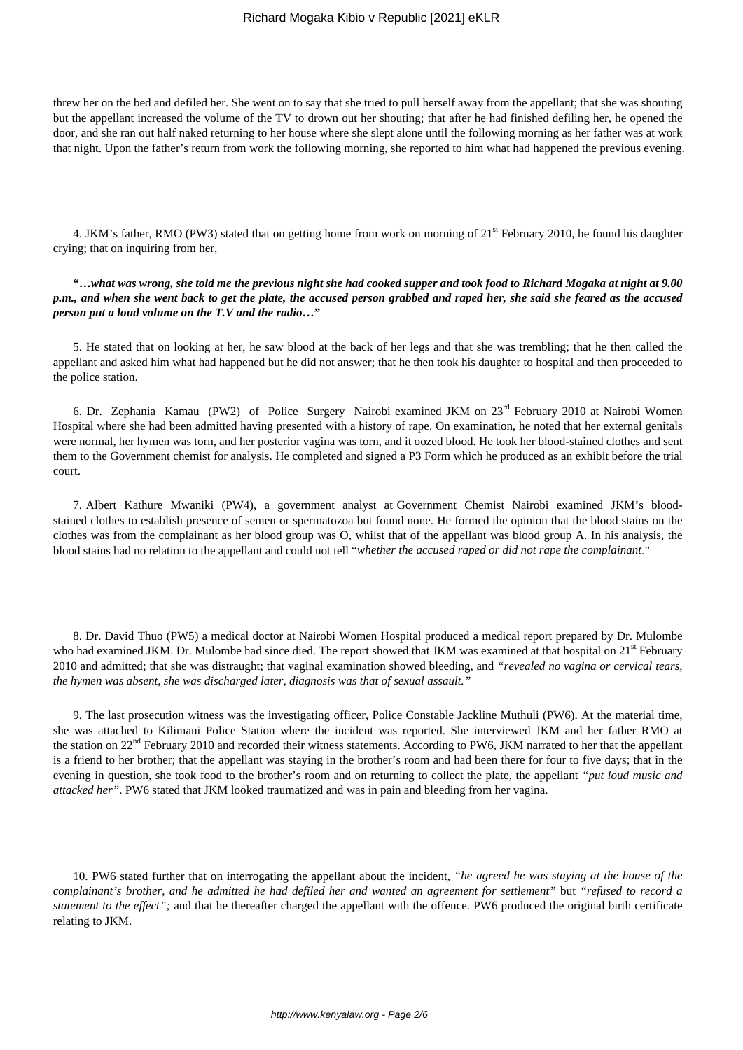threw her on the bed and defiled her. She went on to say that she tried to pull herself away from the appellant; that she was shouting but the appellant increased the volume of the TV to drown out her shouting; that after he had finished defiling her, he opened the door, and she ran out half naked returning to her house where she slept alone until the following morning as her father was at work that night. Upon the father's return from work the following morning, she reported to him what had happened the previous evening.

4. JKM's father, RMO (PW3) stated that on getting home from work on morning of 21st February 2010, he found his daughter crying; that on inquiring from her,

***"…what was wrong, she told me the previous night she had cooked supper and took food to Richard Mogaka at night at 9.00 p.m., and when she went back to get the plate, the accused person grabbed and raped her, she said she feared as the accused person put a loud volume on the T.V and the radio…"***

5. He stated that on looking at her, he saw blood at the back of her legs and that she was trembling; that he then called the appellant and asked him what had happened but he did not answer; that he then took his daughter to hospital and then proceeded to the police station.

6. Dr. Zephania Kamau (PW2) of Police Surgery Nairobi examined JKM on 23rd February 2010 at Nairobi Women Hospital where she had been admitted having presented with a history of rape. On examination, he noted that her external genitals were normal, her hymen was torn, and her posterior vagina was torn, and it oozed blood. He took her blood-stained clothes and sent them to the Government chemist for analysis. He completed and signed a P3 Form which he produced as an exhibit before the trial court.

7. Albert Kathure Mwaniki (PW4), a government analyst at Government Chemist Nairobi examined JKM's blood-stained clothes to establish presence of semen or spermatozoa but found none. He formed the opinion that the blood stains on the clothes was from the complainant as her blood group was O, whilst that of the appellant was blood group A. In his analysis, the blood stains had no relation to the appellant and could not tell "*whether the accused raped or did not rape the complainant*."

8. Dr. David Thuo (PW5) a medical doctor at Nairobi Women Hospital produced a medical report prepared by Dr. Mulombe who had examined JKM. Dr. Mulombe had since died. The report showed that JKM was examined at that hospital on 21st February 2010 and admitted; that she was distraught; that vaginal examination showed bleeding, and *"revealed no vagina or cervical tears, the hymen was absent, she was discharged later, diagnosis was that of sexual assault."*

9. The last prosecution witness was the investigating officer, Police Constable Jackline Muthuli (PW6). At the material time, she was attached to Kilimani Police Station where the incident was reported. She interviewed JKM and her father RMO at the station on 22nd February 2010 and recorded their witness statements. According to PW6, JKM narrated to her that the appellant is a friend to her brother; that the appellant was staying in the brother's room and had been there for four to five days; that in the evening in question, she took food to the brother's room and on returning to collect the plate, the appellant *"put loud music and attacked her"*. PW6 stated that JKM looked traumatized and was in pain and bleeding from her vagina.

10. PW6 stated further that on interrogating the appellant about the incident, *"he agreed he was staying at the house of the complainant's brother, and he admitted he had defiled her and wanted an agreement for settlement"* but *"refused to record a statement to the effect";* and that he thereafter charged the appellant with the offence. PW6 produced the original birth certificate relating to JKM.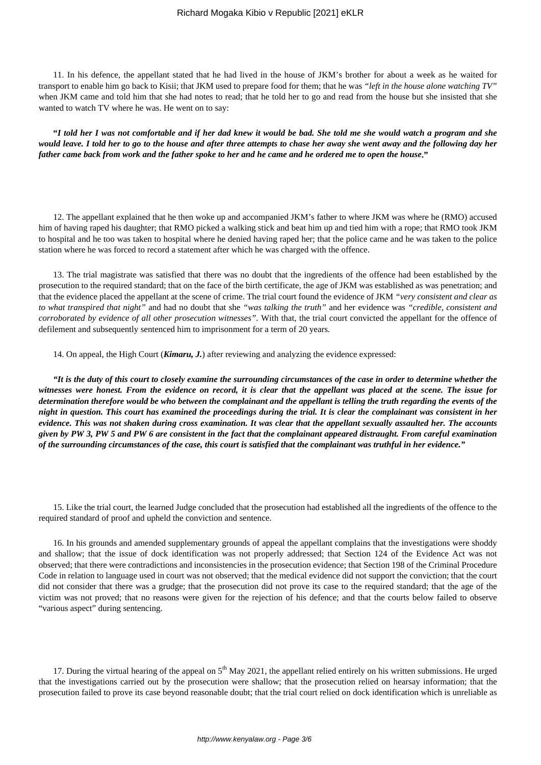11. In his defence, the appellant stated that he had lived in the house of JKM's brother for about a week as he waited for transport to enable him go back to Kisii; that JKM used to prepare food for them; that he was *"left in the house alone watching TV"* when JKM came and told him that she had notes to read; that he told her to go and read from the house but she insisted that she wanted to watch TV where he was. He went on to say:

***"I told her I was not comfortable and if her dad knew it would be bad. She told me she would watch a program and she would leave. I told her to go to the house and after three attempts to chase her away she went away and the following day her father came back from work and the father spoke to her and he came and he ordered me to open the house."***

12. The appellant explained that he then woke up and accompanied JKM's father to where JKM was where he (RMO) accused him of having raped his daughter; that RMO picked a walking stick and beat him up and tied him with a rope; that RMO took JKM to hospital and he too was taken to hospital where he denied having raped her; that the police came and he was taken to the police station where he was forced to record a statement after which he was charged with the offence.

13. The trial magistrate was satisfied that there was no doubt that the ingredients of the offence had been established by the prosecution to the required standard; that on the face of the birth certificate, the age of JKM was established as was penetration; and that the evidence placed the appellant at the scene of crime. The trial court found the evidence of JKM *"very consistent and clear as to what transpired that night"* and had no doubt that she *"was talking the truth"* and her evidence was *"credible, consistent and corroborated by evidence of all other prosecution witnesses"*. With that, the trial court convicted the appellant for the offence of defilement and subsequently sentenced him to imprisonment for a term of 20 years.

14. On appeal, the High Court (***Kimaru, J.***) after reviewing and analyzing the evidence expressed:

***"It is the duty of this court to closely examine the surrounding circumstances of the case in order to determine whether the witnesses were honest. From the evidence on record, it is clear that the appellant was placed at the scene. The issue for determination therefore would be who between the complainant and the appellant is telling the truth regarding the events of the night in question. This court has examined the proceedings during the trial. It is clear the complainant was consistent in her evidence. This was not shaken during cross examination. It was clear that the appellant sexually assaulted her. The accounts given by PW 3, PW 5 and PW 6 are consistent in the fact that the complainant appeared distraught. From careful examination of the surrounding circumstances of the case, this court is satisfied that the complainant was truthful in her evidence."***

15. Like the trial court, the learned Judge concluded that the prosecution had established all the ingredients of the offence to the required standard of proof and upheld the conviction and sentence.

16. In his grounds and amended supplementary grounds of appeal the appellant complains that the investigations were shoddy and shallow; that the issue of dock identification was not properly addressed; that Section 124 of the Evidence Act was not observed; that there were contradictions and inconsistencies in the prosecution evidence; that Section 198 of the Criminal Procedure Code in relation to language used in court was not observed; that the medical evidence did not support the conviction; that the court did not consider that there was a grudge; that the prosecution did not prove its case to the required standard; that the age of the victim was not proved; that no reasons were given for the rejection of his defence; and that the courts below failed to observe "various aspect" during sentencing.

17. During the virtual hearing of the appeal on 5th May 2021, the appellant relied entirely on his written submissions. He urged that the investigations carried out by the prosecution were shallow; that the prosecution relied on hearsay information; that the prosecution failed to prove its case beyond reasonable doubt; that the trial court relied on dock identification which is unreliable as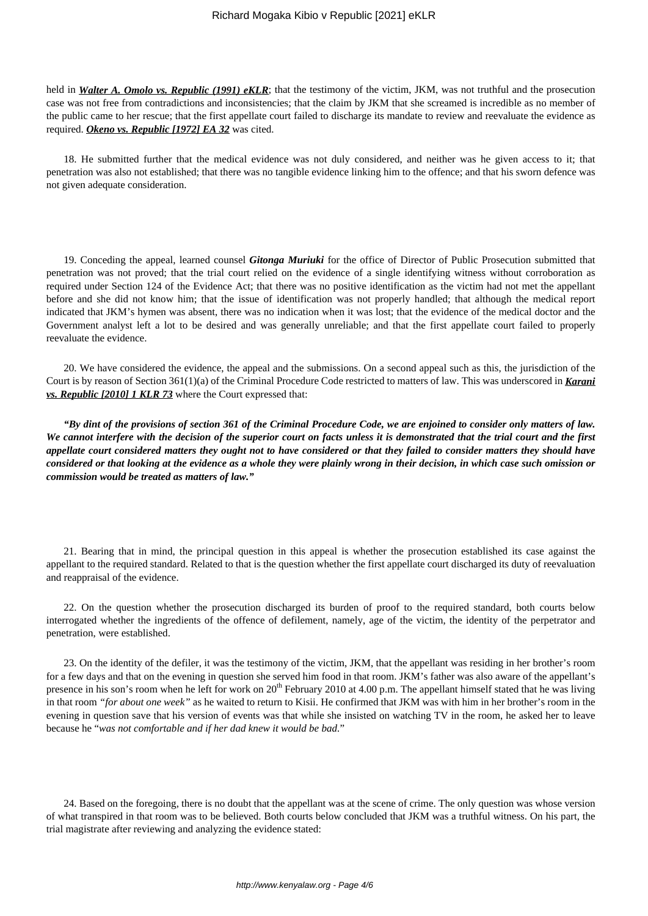held in ***Walter A. Omolo vs. Republic (1991) eKLR***; that the testimony of the victim, JKM, was not truthful and the prosecution case was not free from contradictions and inconsistencies; that the claim by JKM that she screamed is incredible as no member of the public came to her rescue; that the first appellate court failed to discharge its mandate to review and reevaluate the evidence as required. ***Okeno vs. Republic [1972] EA 32*** was cited.

18. He submitted further that the medical evidence was not duly considered, and neither was he given access to it; that penetration was also not established; that there was no tangible evidence linking him to the offence; and that his sworn defence was not given adequate consideration.

19. Conceding the appeal, learned counsel ***Gitonga Muriuki*** for the office of Director of Public Prosecution submitted that penetration was not proved; that the trial court relied on the evidence of a single identifying witness without corroboration as required under Section 124 of the Evidence Act; that there was no positive identification as the victim had not met the appellant before and she did not know him; that the issue of identification was not properly handled; that although the medical report indicated that JKM's hymen was absent, there was no indication when it was lost; that the evidence of the medical doctor and the Government analyst left a lot to be desired and was generally unreliable; and that the first appellate court failed to properly reevaluate the evidence.

20. We have considered the evidence, the appeal and the submissions. On a second appeal such as this, the jurisdiction of the Court is by reason of Section 361(1)(a) of the Criminal Procedure Code restricted to matters of law. This was underscored in ***Karani vs. Republic [2010] 1 KLR 73*** where the Court expressed that:

***"By dint of the provisions of section 361 of the Criminal Procedure Code, we are enjoined to consider only matters of law. We cannot interfere with the decision of the superior court on facts unless it is demonstrated that the trial court and the first appellate court considered matters they ought not to have considered or that they failed to consider matters they should have considered or that looking at the evidence as a whole they were plainly wrong in their decision, in which case such omission or commission would be treated as matters of law."***

21. Bearing that in mind, the principal question in this appeal is whether the prosecution established its case against the appellant to the required standard. Related to that is the question whether the first appellate court discharged its duty of reevaluation and reappraisal of the evidence.

22. On the question whether the prosecution discharged its burden of proof to the required standard, both courts below interrogated whether the ingredients of the offence of defilement, namely, age of the victim, the identity of the perpetrator and penetration, were established.

23. On the identity of the defiler, it was the testimony of the victim, JKM, that the appellant was residing in her brother's room for a few days and that on the evening in question she served him food in that room. JKM's father was also aware of the appellant's presence in his son's room when he left for work on 20th February 2010 at 4.00 p.m. The appellant himself stated that he was living in that room *"for about one week"* as he waited to return to Kisii. He confirmed that JKM was with him in her brother's room in the evening in question save that his version of events was that while she insisted on watching TV in the room, he asked her to leave because he "*was not comfortable and if her dad knew it would be bad*."

24. Based on the foregoing, there is no doubt that the appellant was at the scene of crime. The only question was whose version of what transpired in that room was to be believed. Both courts below concluded that JKM was a truthful witness. On his part, the trial magistrate after reviewing and analyzing the evidence stated: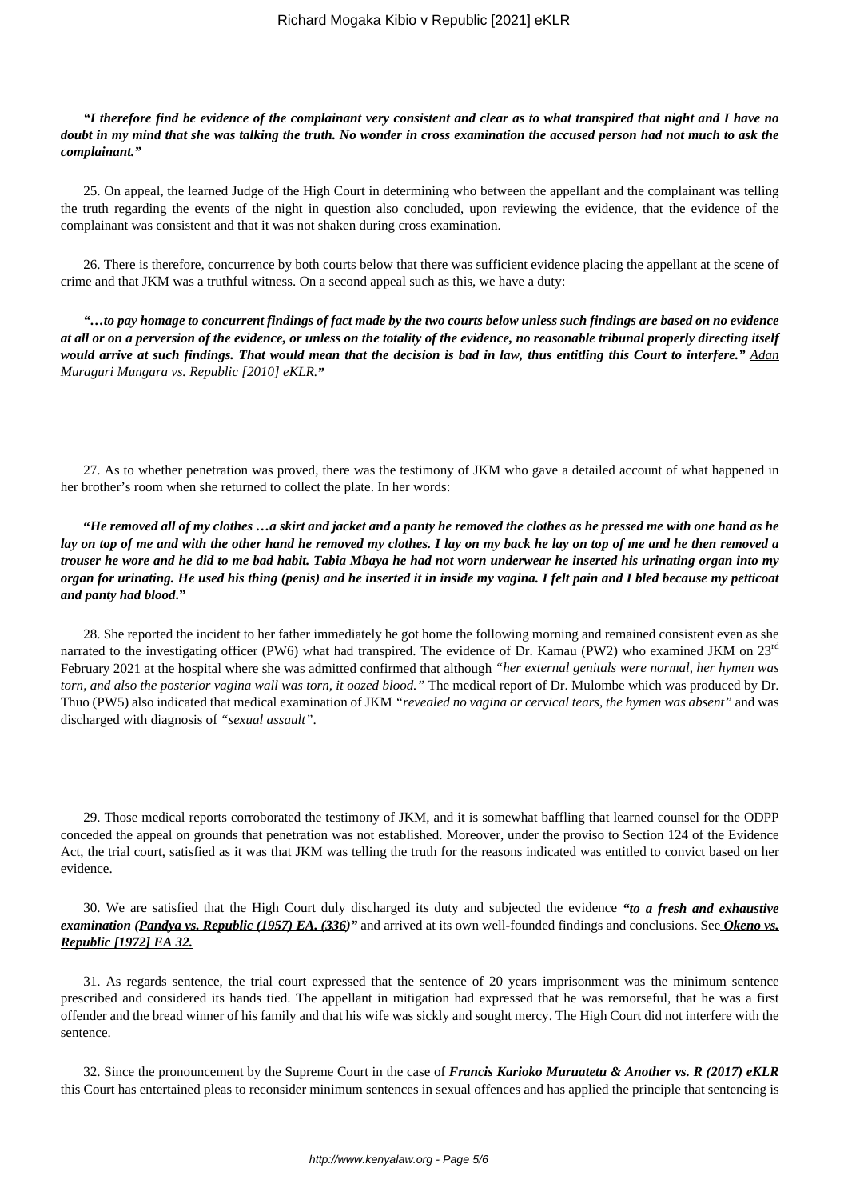***"I therefore find be evidence of the complainant very consistent and clear as to what transpired that night and I have no doubt in my mind that she was talking the truth. No wonder in cross examination the accused person had not much to ask the complainant."***

25. On appeal, the learned Judge of the High Court in determining who between the appellant and the complainant was telling the truth regarding the events of the night in question also concluded, upon reviewing the evidence, that the evidence of the complainant was consistent and that it was not shaken during cross examination.

26. There is therefore, concurrence by both courts below that there was sufficient evidence placing the appellant at the scene of crime and that JKM was a truthful witness. On a second appeal such as this, we have a duty:

***"…to pay homage to concurrent findings of fact made by the two courts below unless such findings are based on no evidence at all or on a perversion of the evidence, or unless on the totality of the evidence, no reasonable tribunal properly directing itself would arrive at such findings. That would mean that the decision is bad in law, thus entitling this Court to interfere."*** *Adan Muraguri Mungara vs. Republic [2010] eKLR.***"***

27. As to whether penetration was proved, there was the testimony of JKM who gave a detailed account of what happened in her brother's room when she returned to collect the plate. In her words:

***"He removed all of my clothes …a skirt and jacket and a panty he removed the clothes as he pressed me with one hand as he lay on top of me and with the other hand he removed my clothes. I lay on my back he lay on top of me and he then removed a trouser he wore and he did to me bad habit. Tabia Mbaya he had not worn underwear he inserted his urinating organ into my organ for urinating. He used his thing (penis) and he inserted it in inside my vagina. I felt pain and I bled because my petticoat and panty had blood."***

28. She reported the incident to her father immediately he got home the following morning and remained consistent even as she narrated to the investigating officer (PW6) what had transpired. The evidence of Dr. Kamau (PW2) who examined JKM on 23rd February 2021 at the hospital where she was admitted confirmed that although *"her external genitals were normal, her hymen was torn, and also the posterior vagina wall was torn, it oozed blood."* The medical report of Dr. Mulombe which was produced by Dr. Thuo (PW5) also indicated that medical examination of JKM *"revealed no vagina or cervical tears, the hymen was absent"* and was discharged with diagnosis of *"sexual assault"*.

29. Those medical reports corroborated the testimony of JKM, and it is somewhat baffling that learned counsel for the ODPP conceded the appeal on grounds that penetration was not established. Moreover, under the proviso to Section 124 of the Evidence Act, the trial court, satisfied as it was that JKM was telling the truth for the reasons indicated was entitled to convict based on her evidence.

30. We are satisfied that the High Court duly discharged its duty and subjected the evidence ***"to a fresh and exhaustive examination (Pandya vs. Republic (1957) EA. (336)"*** and arrived at its own well-founded findings and conclusions. See ***Okeno vs. Republic [1972] EA 32.***

31. As regards sentence, the trial court expressed that the sentence of 20 years imprisonment was the minimum sentence prescribed and considered its hands tied. The appellant in mitigation had expressed that he was remorseful, that he was a first offender and the bread winner of his family and that his wife was sickly and sought mercy. The High Court did not interfere with the sentence.

32. Since the pronouncement by the Supreme Court in the case of ***Francis Karioko Muruatetu & Another vs. R (2017) eKLR*** this Court has entertained pleas to reconsider minimum sentences in sexual offences and has applied the principle that sentencing is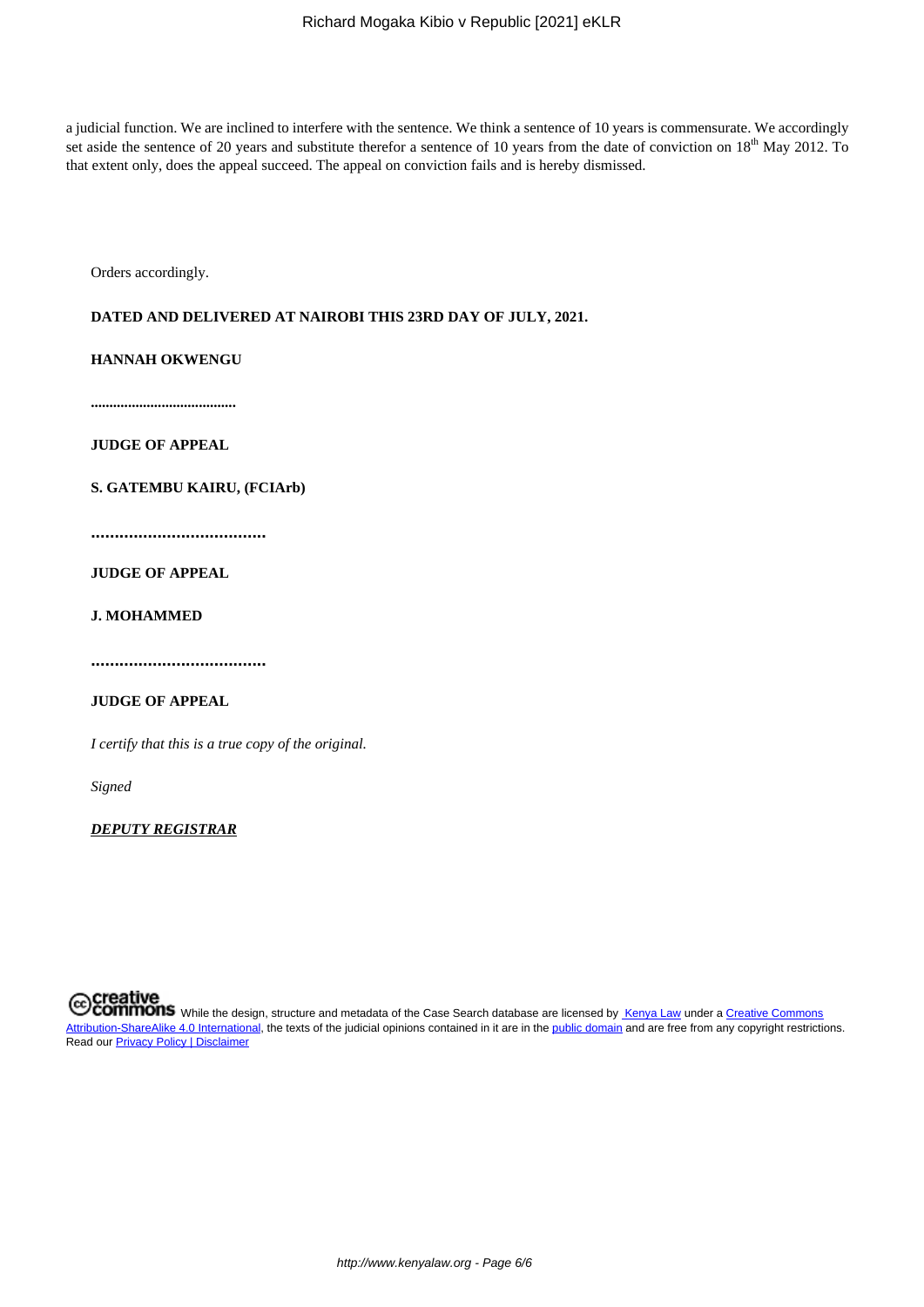a judicial function. We are inclined to interfere with the sentence. We think a sentence of 10 years is commensurate. We accordingly set aside the sentence of 20 years and substitute therefor a sentence of 10 years from the date of conviction on 18th May 2012. To that extent only, does the appeal succeed. The appeal on conviction fails and is hereby dismissed.

Orders accordingly.

**DATED AND DELIVERED AT NAIROBI THIS 23RD DAY OF JULY, 2021.**

**HANNAH OKWENGU**

**......................................**

**JUDGE OF APPEAL**

**S. GATEMBU KAIRU, (FCIArb)**

**....................................**

**JUDGE OF APPEAL**

**J. MOHAMMED**

**....................................**

**JUDGE OF APPEAL**

*I certify that this is a true copy of the original.*

*Signed*

***DEPUTY REGISTRAR***

While the design, structure and metadata of the Case Search database are licensed by Kenya Law under a Creative Commons Attribution-ShareAlike 4.0 International, the texts of the judicial opinions contained in it are in the public domain and are free from any copyright restrictions. Read our Privacy Policy | Disclaimer